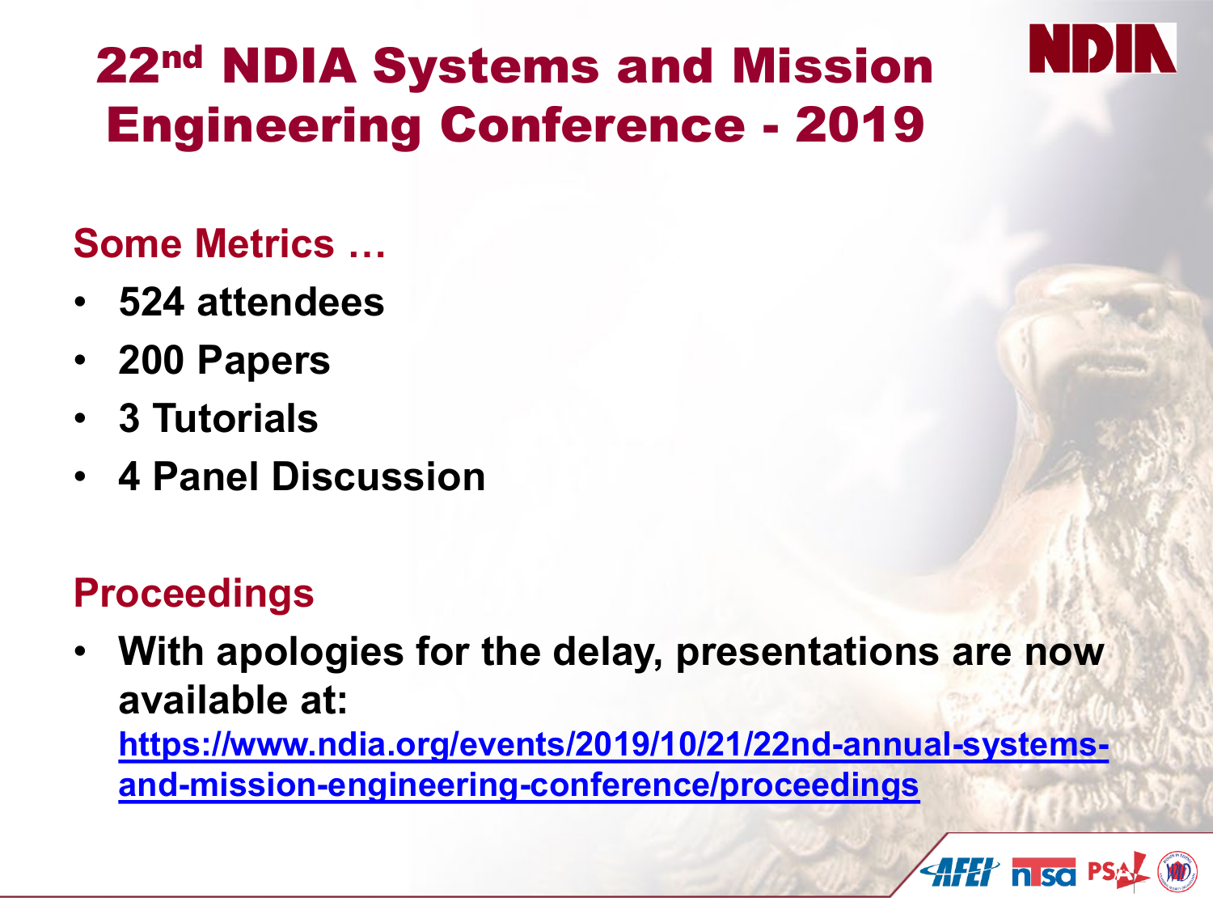# 22nd NDIA Systems and Mission Engineering Conference - 2019

## Some Metrics …

- **524 attendees**
- **200 Papers**
- **3 Tutorials**
- **4 Panel Discussion**

## Proceedings

- **With apologies for the delay, presentations are now available at:** [https://www.ndia.org/events/2019/10/21/22nd-annual-systems-and-mission-engineering-conference/proceedings](https://www.ndia.org/events/2019/10/21/22nd-annual-systems-and-mission-engineering-conference/proceedings)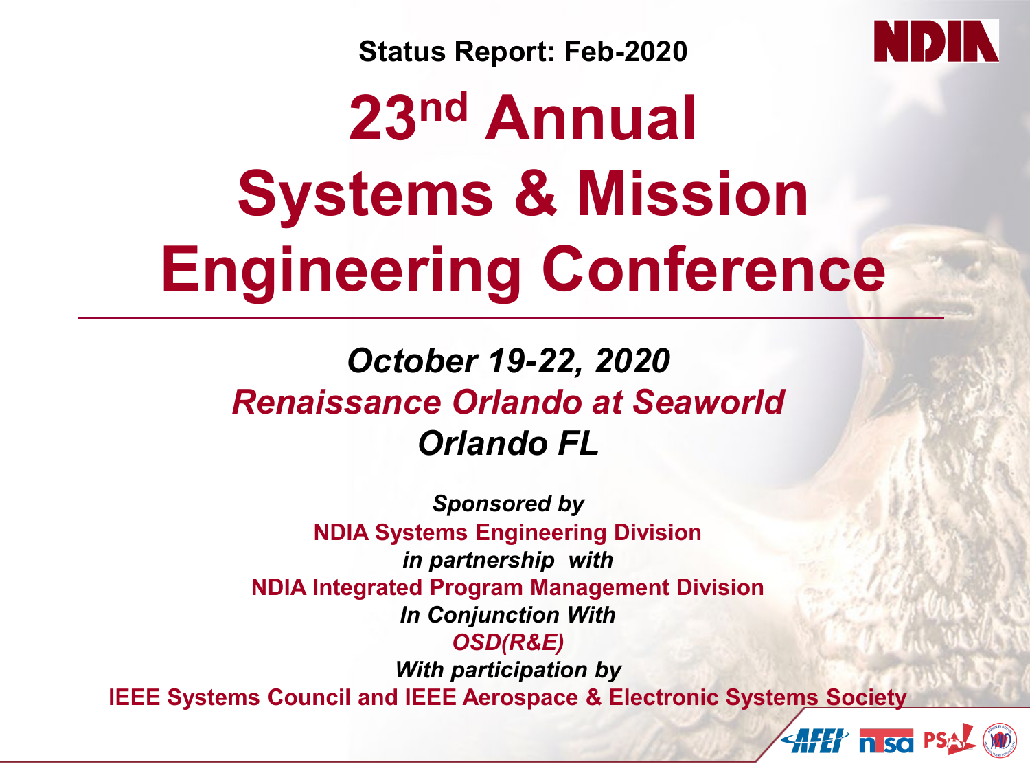**Status Report: Feb-2020**

# 23nd Annual Systems & Mission Engineering Conference

*October 19-22, 2020*

*Renaissance Orlando at Seaworld*

*Orlando FL*

*Sponsored by*

**NDIA Systems Engineering Division**

*in partnership with*

**NDIA Integrated Program Management Division**

*In Conjunction With*

*OSD(R&E)*

*With participation by*

**IEEE Systems Council and IEEE Aerospace & Electronic Systems Society**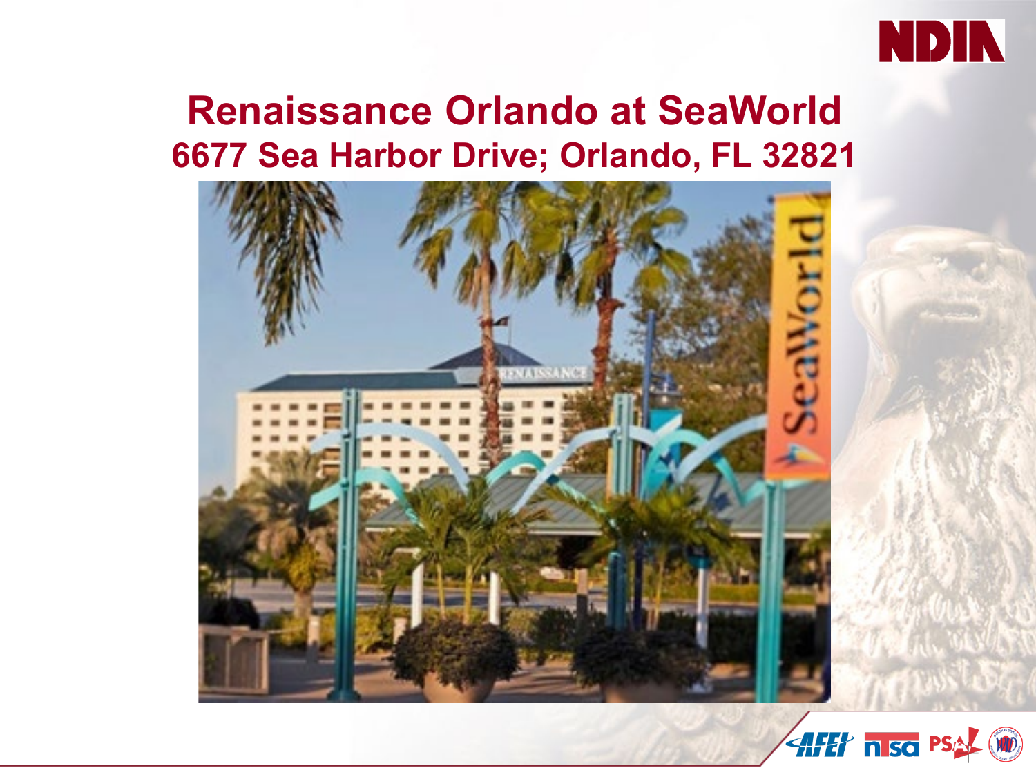# Renaissance Orlando at SeaWorld

## 6677 Sea Harbor Drive; Orlando, FL 32821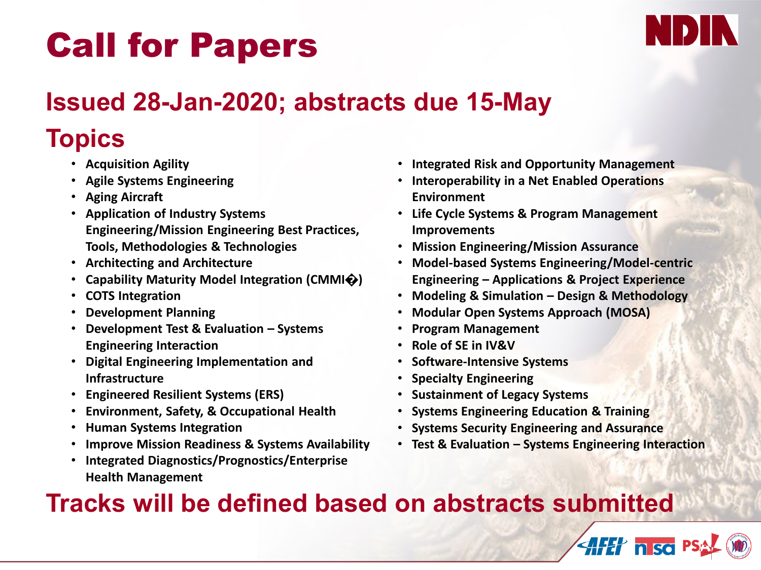# Call for Papers

## Issued 28-Jan-2020; abstracts due 15-May

## Topics

- Acquisition Agility
- Agile Systems Engineering
- Aging Aircraft
- Application of Industry Systems Engineering/Mission Engineering Best Practices, Tools, Methodologies & Technologies
- Architecting and Architecture
- Capability Maturity Model Integration (CMMI�)
- COTS Integration
- Development Planning
- Development Test & Evaluation – Systems Engineering Interaction
- Digital Engineering Implementation and Infrastructure
- Engineered Resilient Systems (ERS)
- Environment, Safety, & Occupational Health
- Human Systems Integration
- Improve Mission Readiness & Systems Availability
- Integrated Diagnostics/Prognostics/Enterprise Health Management
- Integrated Risk and Opportunity Management
- Interoperability in a Net Enabled Operations Environment
- Life Cycle Systems & Program Management Improvements
- Mission Engineering/Mission Assurance
- Model-based Systems Engineering/Model-centric Engineering – Applications & Project Experience
- Modeling & Simulation – Design & Methodology
- Modular Open Systems Approach (MOSA)
- Program Management
- Role of SE in IV&V
- Software-Intensive Systems
- Specialty Engineering
- Sustainment of Legacy Systems
- Systems Engineering Education & Training
- Systems Security Engineering and Assurance
- Test & Evaluation – Systems Engineering Interaction

## Tracks will be defined based on abstracts submitted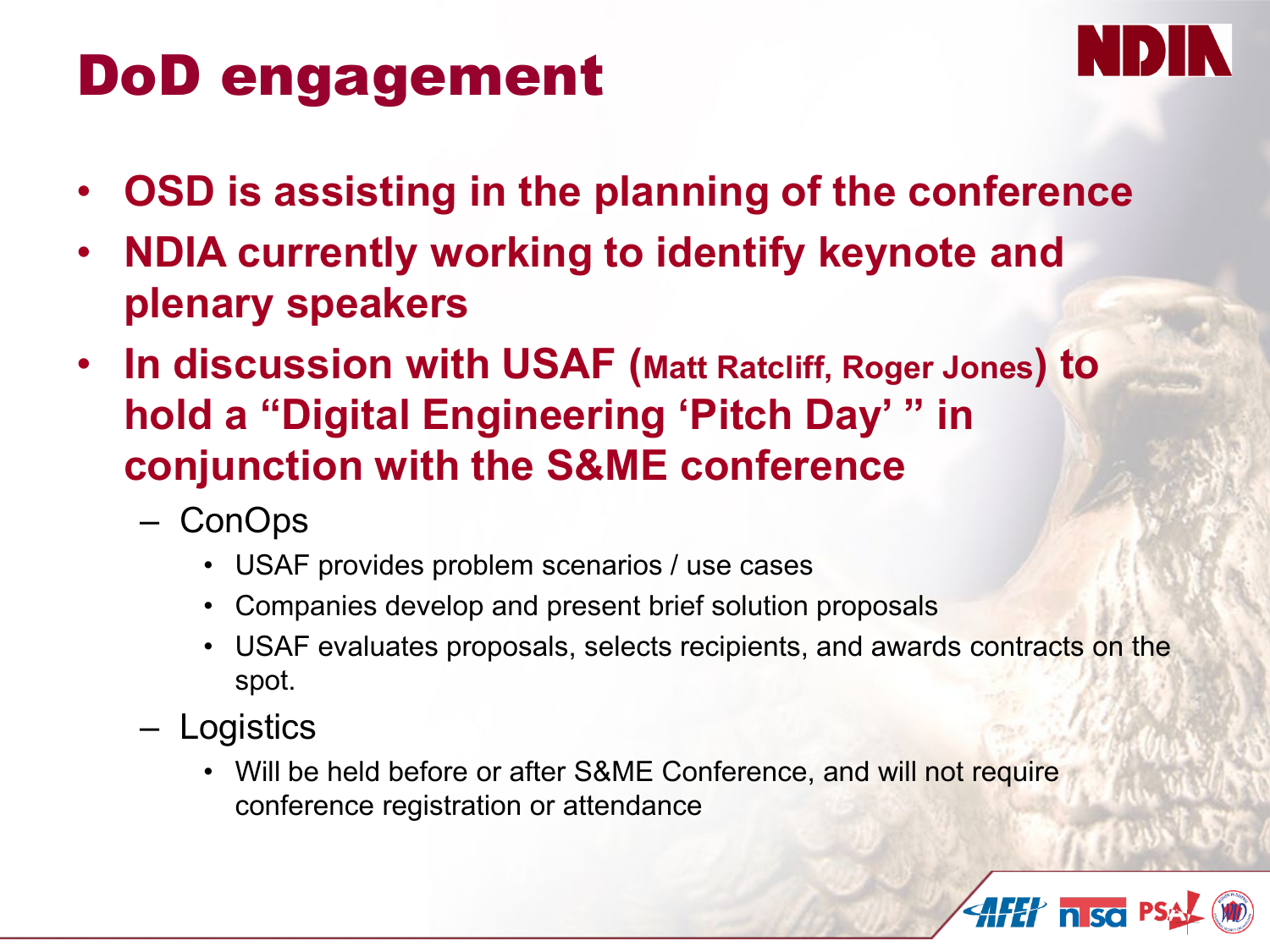# DoD engagement

- **OSD is assisting in the planning of the conference**
- **NDIA currently working to identify keynote and plenary speakers**
- **In discussion with USAF (Matt Ratcliff, Roger Jones) to hold a "Digital Engineering 'Pitch Day' " in conjunction with the S&ME conference**
  - ConOps
    - USAF provides problem scenarios / use cases
    - Companies develop and present brief solution proposals
    - USAF evaluates proposals, selects recipients, and awards contracts on the spot.
  - Logistics
    - Will be held before or after S&ME Conference, and will not require conference registration or attendance